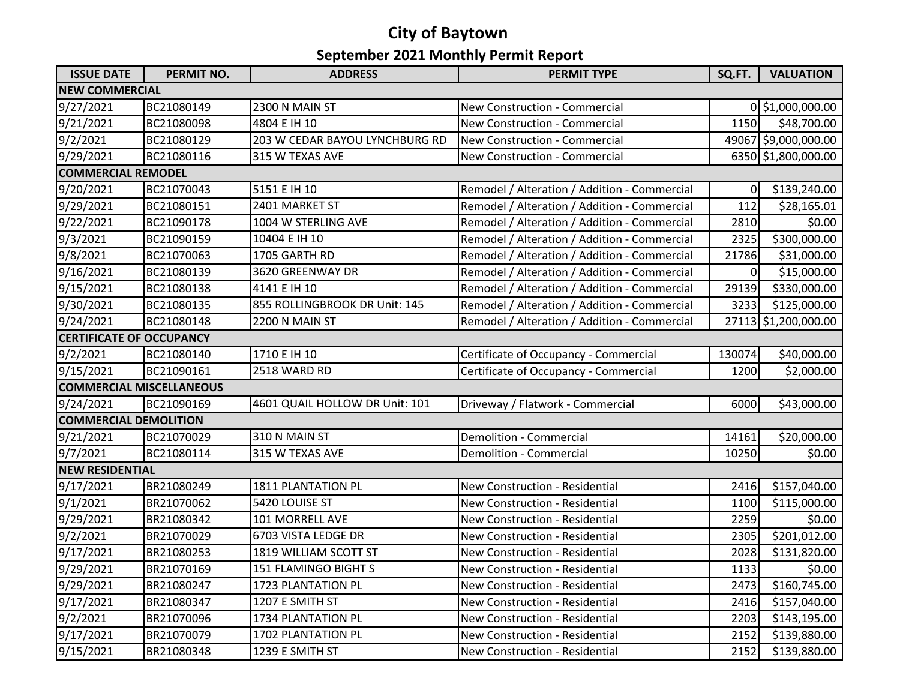# City of Baytown

## September 2021 Monthly Permit Report

| ISSUE DATE | PERMIT NO. | ADDRESS | PERMIT TYPE | SQ.FT. | VALUATION |
|---|---|---|---|---|---|
| **NEW COMMERCIAL** | | | | | |
| 9/27/2021 | BC21080149 | 2300 N MAIN ST | New Construction - Commercial | 0 | $1,000,000.00 |
| 9/21/2021 | BC21080098 | 4804 E IH 10 | New Construction - Commercial | 1150 | $48,700.00 |
| 9/2/2021 | BC21080129 | 203 W CEDAR BAYOU LYNCHBURG RD | New Construction - Commercial | 49067 | $9,000,000.00 |
| 9/29/2021 | BC21080116 | 315 W TEXAS AVE | New Construction - Commercial | 6350 | $1,800,000.00 |
| **COMMERCIAL REMODEL** | | | | | |
| 9/20/2021 | BC21070043 | 5151 E IH 10 | Remodel / Alteration / Addition - Commercial | 0 | $139,240.00 |
| 9/29/2021 | BC21080151 | 2401 MARKET ST | Remodel / Alteration / Addition - Commercial | 112 | $28,165.01 |
| 9/22/2021 | BC21090178 | 1004 W STERLING AVE | Remodel / Alteration / Addition - Commercial | 2810 | $0.00 |
| 9/3/2021 | BC21090159 | 10404 E IH 10 | Remodel / Alteration / Addition - Commercial | 2325 | $300,000.00 |
| 9/8/2021 | BC21070063 | 1705 GARTH RD | Remodel / Alteration / Addition - Commercial | 21786 | $31,000.00 |
| 9/16/2021 | BC21080139 | 3620 GREENWAY DR | Remodel / Alteration / Addition - Commercial | 0 | $15,000.00 |
| 9/15/2021 | BC21080138 | 4141 E IH 10 | Remodel / Alteration / Addition - Commercial | 29139 | $330,000.00 |
| 9/30/2021 | BC21080135 | 855 ROLLINGBROOK DR Unit: 145 | Remodel / Alteration / Addition - Commercial | 3233 | $125,000.00 |
| 9/24/2021 | BC21080148 | 2200 N MAIN ST | Remodel / Alteration / Addition - Commercial | 27113 | $1,200,000.00 |
| **CERTIFICATE OF OCCUPANCY** | | | | | |
| 9/2/2021 | BC21080140 | 1710 E IH 10 | Certificate of Occupancy - Commercial | 130074 | $40,000.00 |
| 9/15/2021 | BC21090161 | 2518 WARD RD | Certificate of Occupancy - Commercial | 1200 | $2,000.00 |
| **COMMERCIAL MISCELLANEOUS** | | | | | |
| 9/24/2021 | BC21090169 | 4601 QUAIL HOLLOW DR Unit: 101 | Driveway / Flatwork - Commercial | 6000 | $43,000.00 |
| **COMMERCIAL DEMOLITION** | | | | | |
| 9/21/2021 | BC21070029 | 310 N MAIN ST | Demolition - Commercial | 14161 | $20,000.00 |
| 9/7/2021 | BC21080114 | 315 W TEXAS AVE | Demolition - Commercial | 10250 | $0.00 |
| **NEW RESIDENTIAL** | | | | | |
| 9/17/2021 | BR21080249 | 1811 PLANTATION PL | New Construction - Residential | 2416 | $157,040.00 |
| 9/1/2021 | BR21070062 | 5420 LOUISE ST | New Construction - Residential | 1100 | $115,000.00 |
| 9/29/2021 | BR21080342 | 101 MORRELL AVE | New Construction - Residential | 2259 | $0.00 |
| 9/2/2021 | BR21070029 | 6703 VISTA LEDGE DR | New Construction - Residential | 2305 | $201,012.00 |
| 9/17/2021 | BR21080253 | 1819 WILLIAM SCOTT ST | New Construction - Residential | 2028 | $131,820.00 |
| 9/29/2021 | BR21070169 | 151 FLAMINGO BIGHT S | New Construction - Residential | 1133 | $0.00 |
| 9/29/2021 | BR21080247 | 1723 PLANTATION PL | New Construction - Residential | 2473 | $160,745.00 |
| 9/17/2021 | BR21080347 | 1207 E SMITH ST | New Construction - Residential | 2416 | $157,040.00 |
| 9/2/2021 | BR21070096 | 1734 PLANTATION PL | New Construction - Residential | 2203 | $143,195.00 |
| 9/17/2021 | BR21070079 | 1702 PLANTATION PL | New Construction - Residential | 2152 | $139,880.00 |
| 9/15/2021 | BR21080348 | 1239 E SMITH ST | New Construction - Residential | 2152 | $139,880.00 |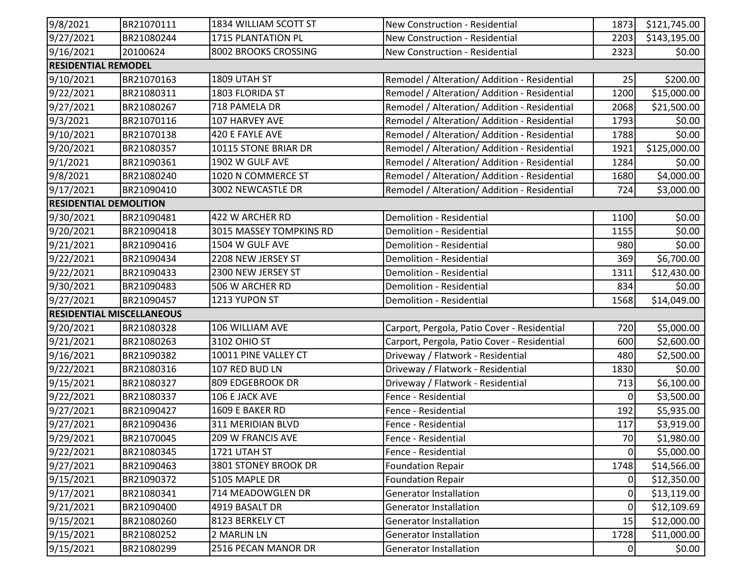| | | | | | |
|---|---|---|---|---|---|
| 9/8/2021 | BR21070111 | 1834 WILLIAM SCOTT ST | New Construction - Residential | 1873 | $121,745.00 |
| 9/27/2021 | BR21080244 | 1715 PLANTATION PL | New Construction - Residential | 2203 | $143,195.00 |
| 9/16/2021 | 20100624 | 8002 BROOKS CROSSING | New Construction - Residential | 2323 | $0.00 |
| **RESIDENTIAL REMODEL** | | | | | |
| 9/10/2021 | BR21070163 | 1809 UTAH ST | Remodel / Alteration/ Addition - Residential | 25 | $200.00 |
| 9/22/2021 | BR21080311 | 1803 FLORIDA ST | Remodel / Alteration/ Addition - Residential | 1200 | $15,000.00 |
| 9/27/2021 | BR21080267 | 718 PAMELA DR | Remodel / Alteration/ Addition - Residential | 2068 | $21,500.00 |
| 9/3/2021 | BR21070116 | 107 HARVEY AVE | Remodel / Alteration/ Addition - Residential | 1793 | $0.00 |
| 9/10/2021 | BR21070138 | 420 E FAYLE AVE | Remodel / Alteration/ Addition - Residential | 1788 | $0.00 |
| 9/20/2021 | BR21080357 | 10115 STONE BRIAR DR | Remodel / Alteration/ Addition - Residential | 1921 | $125,000.00 |
| 9/1/2021 | BR21090361 | 1902 W GULF AVE | Remodel / Alteration/ Addition - Residential | 1284 | $0.00 |
| 9/8/2021 | BR21080240 | 1020 N COMMERCE ST | Remodel / Alteration/ Addition - Residential | 1680 | $4,000.00 |
| 9/17/2021 | BR21090410 | 3002 NEWCASTLE DR | Remodel / Alteration/ Addition - Residential | 724 | $3,000.00 |
| **RESIDENTIAL DEMOLITION** | | | | | |
| 9/30/2021 | BR21090481 | 422 W ARCHER RD | Demolition - Residential | 1100 | $0.00 |
| 9/20/2021 | BR21090418 | 3015 MASSEY TOMPKINS RD | Demolition - Residential | 1155 | $0.00 |
| 9/21/2021 | BR21090416 | 1504 W GULF AVE | Demolition - Residential | 980 | $0.00 |
| 9/22/2021 | BR21090434 | 2208 NEW JERSEY ST | Demolition - Residential | 369 | $6,700.00 |
| 9/22/2021 | BR21090433 | 2300 NEW JERSEY ST | Demolition - Residential | 1311 | $12,430.00 |
| 9/30/2021 | BR21090483 | 506 W ARCHER RD | Demolition - Residential | 834 | $0.00 |
| 9/27/2021 | BR21090457 | 1213 YUPON ST | Demolition - Residential | 1568 | $14,049.00 |
| **RESIDENTIAL MISCELLANEOUS** | | | | | |
| 9/20/2021 | BR21080328 | 106 WILLIAM AVE | Carport, Pergola, Patio Cover - Residential | 720 | $5,000.00 |
| 9/21/2021 | BR21080263 | 3102 OHIO ST | Carport, Pergola, Patio Cover - Residential | 600 | $2,600.00 |
| 9/16/2021 | BR21090382 | 10011 PINE VALLEY CT | Driveway / Flatwork - Residential | 480 | $2,500.00 |
| 9/22/2021 | BR21080316 | 107 RED BUD LN | Driveway / Flatwork - Residential | 1830 | $0.00 |
| 9/15/2021 | BR21080327 | 809 EDGEBROOK DR | Driveway / Flatwork - Residential | 713 | $6,100.00 |
| 9/22/2021 | BR21080337 | 106 E JACK AVE | Fence - Residential | 0 | $3,500.00 |
| 9/27/2021 | BR21090427 | 1609 E BAKER RD | Fence - Residential | 192 | $5,935.00 |
| 9/27/2021 | BR21090436 | 311 MERIDIAN BLVD | Fence - Residential | 117 | $3,919.00 |
| 9/29/2021 | BR21070045 | 209 W FRANCIS AVE | Fence - Residential | 70 | $1,980.00 |
| 9/22/2021 | BR21080345 | 1721 UTAH ST | Fence - Residential | 0 | $5,000.00 |
| 9/27/2021 | BR21090463 | 3801 STONEY BROOK DR | Foundation Repair | 1748 | $14,566.00 |
| 9/15/2021 | BR21090372 | 5105 MAPLE DR | Foundation Repair | 0 | $12,350.00 |
| 9/17/2021 | BR21080341 | 714 MEADOWGLEN DR | Generator Installation | 0 | $13,119.00 |
| 9/21/2021 | BR21090400 | 4919 BASALT DR | Generator Installation | 0 | $12,109.69 |
| 9/15/2021 | BR21080260 | 8123 BERKELY CT | Generator Installation | 15 | $12,000.00 |
| 9/15/2021 | BR21080252 | 2 MARLIN LN | Generator Installation | 1728 | $11,000.00 |
| 9/15/2021 | BR21080299 | 2516 PECAN MANOR DR | Generator Installation | 0 | $0.00 |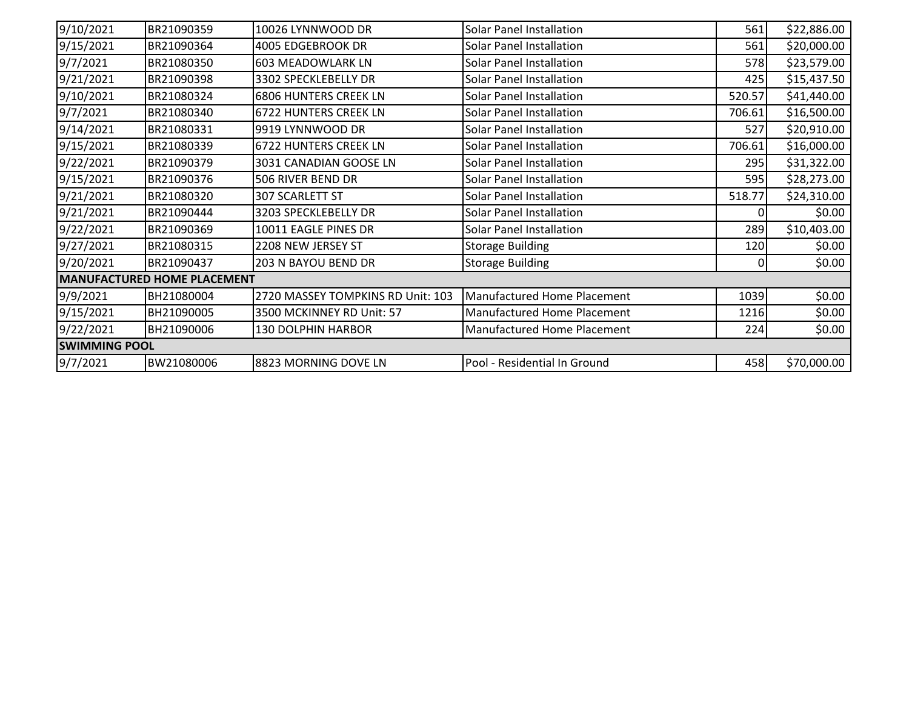| | | | | | |
|---|---|---|---|---|---|
| 9/10/2021 | BR21090359 | 10026 LYNNWOOD DR | Solar Panel Installation | 561 | $22,886.00 |
| 9/15/2021 | BR21090364 | 4005 EDGEBROOK DR | Solar Panel Installation | 561 | $20,000.00 |
| 9/7/2021 | BR21080350 | 603 MEADOWLARK LN | Solar Panel Installation | 578 | $23,579.00 |
| 9/21/2021 | BR21090398 | 3302 SPECKLEBELLY DR | Solar Panel Installation | 425 | $15,437.50 |
| 9/10/2021 | BR21080324 | 6806 HUNTERS CREEK LN | Solar Panel Installation | 520.57 | $41,440.00 |
| 9/7/2021 | BR21080340 | 6722 HUNTERS CREEK LN | Solar Panel Installation | 706.61 | $16,500.00 |
| 9/14/2021 | BR21080331 | 9919 LYNNWOOD DR | Solar Panel Installation | 527 | $20,910.00 |
| 9/15/2021 | BR21080339 | 6722 HUNTERS CREEK LN | Solar Panel Installation | 706.61 | $16,000.00 |
| 9/22/2021 | BR21090379 | 3031 CANADIAN GOOSE LN | Solar Panel Installation | 295 | $31,322.00 |
| 9/15/2021 | BR21090376 | 506 RIVER BEND DR | Solar Panel Installation | 595 | $28,273.00 |
| 9/21/2021 | BR21080320 | 307 SCARLETT ST | Solar Panel Installation | 518.77 | $24,310.00 |
| 9/21/2021 | BR21090444 | 3203 SPECKLEBELLY DR | Solar Panel Installation | 0 | $0.00 |
| 9/22/2021 | BR21090369 | 10011 EAGLE PINES DR | Solar Panel Installation | 289 | $10,403.00 |
| 9/27/2021 | BR21080315 | 2208 NEW JERSEY ST | Storage Building | 120 | $0.00 |
| 9/20/2021 | BR21090437 | 203 N BAYOU BEND DR | Storage Building | 0 | $0.00 |
| **MANUFACTURED HOME PLACEMENT** | | | | | |
| 9/9/2021 | BH21080004 | 2720 MASSEY TOMPKINS RD Unit: 103 | Manufactured Home Placement | 1039 | $0.00 |
| 9/15/2021 | BH21090005 | 3500 MCKINNEY RD Unit: 57 | Manufactured Home Placement | 1216 | $0.00 |
| 9/22/2021 | BH21090006 | 130 DOLPHIN HARBOR | Manufactured Home Placement | 224 | $0.00 |
| **SWIMMING POOL** | | | | | |
| 9/7/2021 | BW21080006 | 8823 MORNING DOVE LN | Pool - Residential In Ground | 458 | $70,000.00 |